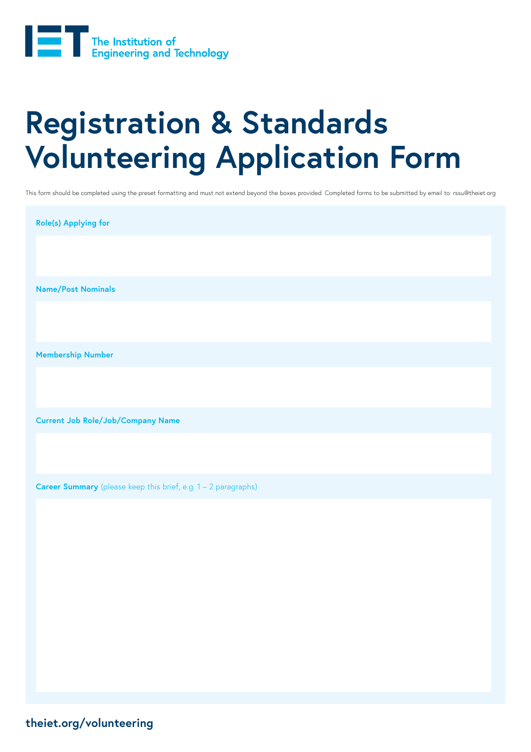The Institution of Engineering and Technology

# Registration & Standards Volunteering Application Form

This form should be completed using the preset formatting and must not extend beyond the boxes provided. Completed forms to be submitted by email to: rssu@theiet.org

**Role(s) Applying for**

**Name/Post Nominals**

**Membership Number**

**Current Job Role/Job/Company Name**

**Career Summary** (please keep this brief, e.g. 1 – 2 paragraphs)

theiet.org/volunteering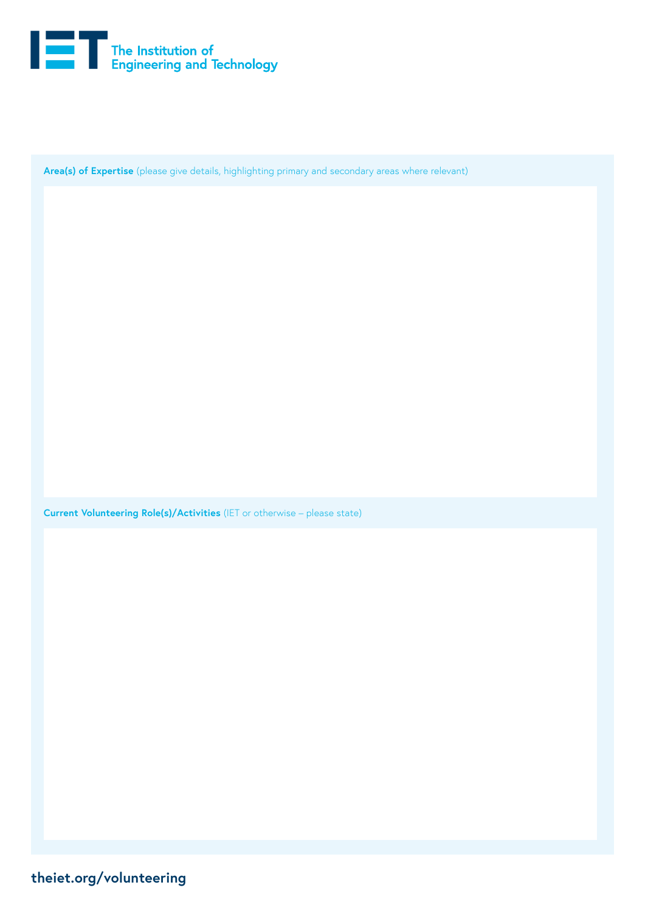**Area(s) of Expertise** (please give details, highlighting primary and secondary areas where relevant)

**Current Volunteering Role(s)/Activities** (IET or otherwise – please state)

theiet.org/volunteering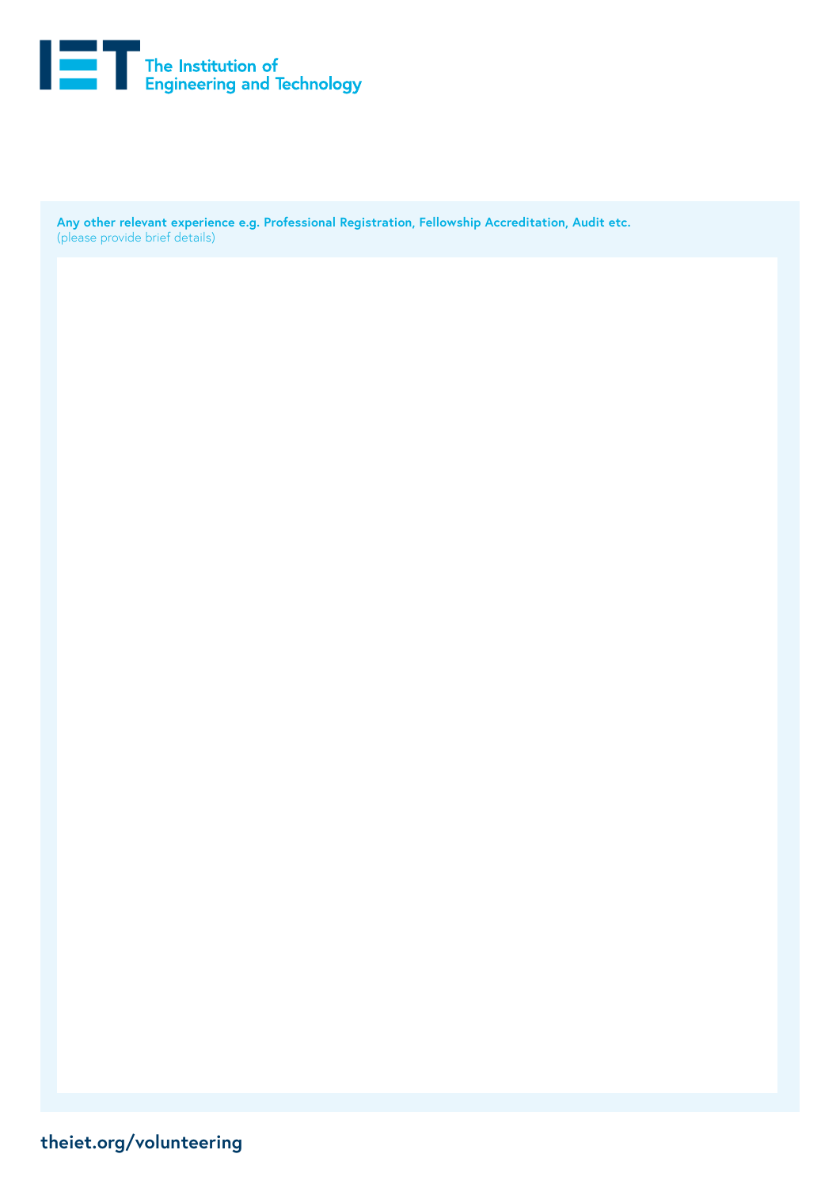The Institution of
Engineering and Technology

**Any other relevant experience e.g. Professional Registration, Fellowship Accreditation, Audit etc.**
(please provide brief details)

**theiet.org/volunteering**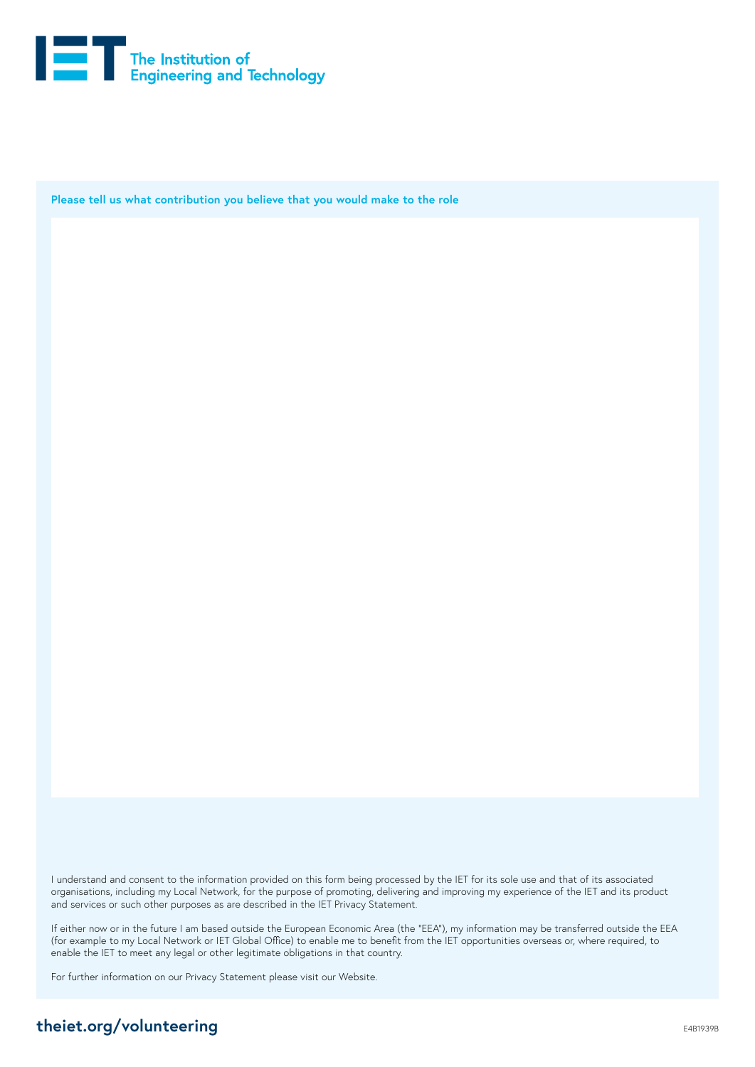The Institution of Engineering and Technology

**Please tell us what contribution you believe that you would make to the role**

I understand and consent to the information provided on this form being processed by the IET for its sole use and that of its associated organisations, including my Local Network, for the purpose of promoting, delivering and improving my experience of the IET and its product and services or such other purposes as are described in the IET Privacy Statement.

If either now or in the future I am based outside the European Economic Area (the "EEA"), my information may be transferred outside the EEA (for example to my Local Network or IET Global Office) to enable me to benefit from the IET opportunities overseas or, where required, to enable the IET to meet any legal or other legitimate obligations in that country.

For further information on our Privacy Statement please visit our Website.

**theiet.org/volunteering**

E4B1939B